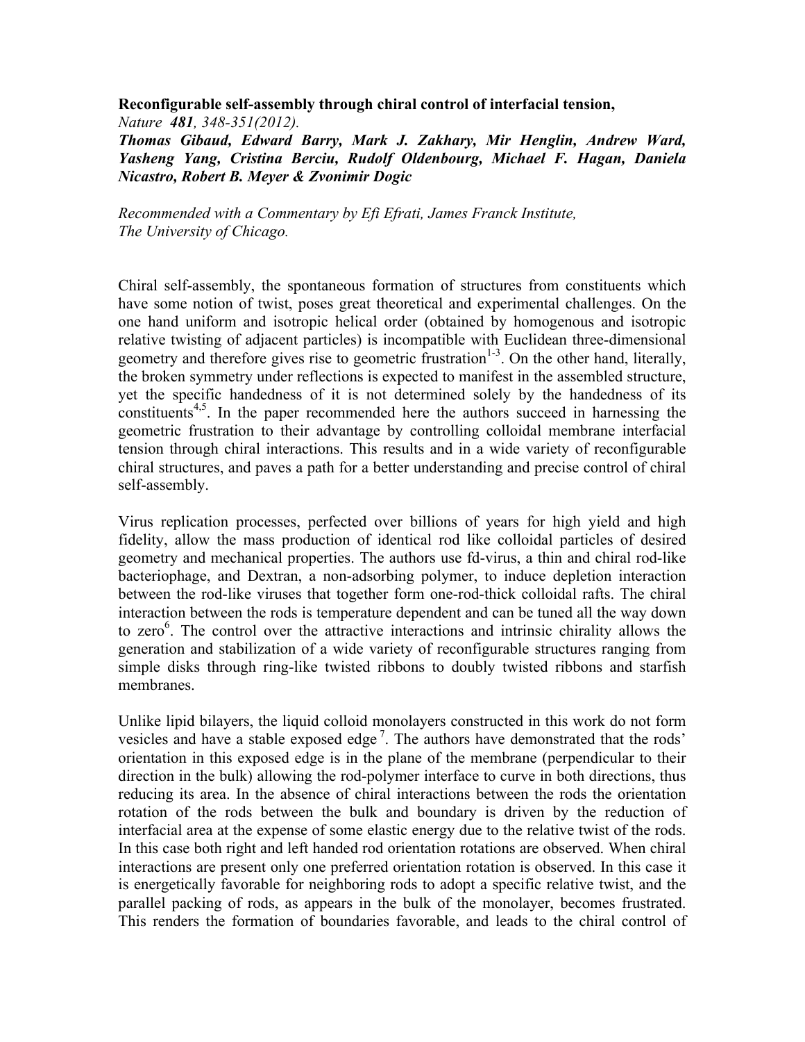**Reconfigurable self-assembly through chiral control of interfacial tension,**
*Nature* ***481****, 348-351(2012).*
***Thomas Gibaud, Edward Barry, Mark J. Zakhary, Mir Henglin, Andrew Ward, Yasheng Yang, Cristina Berciu, Rudolf Oldenbourg, Michael F. Hagan, Daniela Nicastro, Robert B. Meyer & Zvonimir Dogic***

*Recommended with a Commentary by Efi Efrati, James Franck Institute, The University of Chicago.*

Chiral self-assembly, the spontaneous formation of structures from constituents which have some notion of twist, poses great theoretical and experimental challenges. On the one hand uniform and isotropic helical order (obtained by homogenous and isotropic relative twisting of adjacent particles) is incompatible with Euclidean three-dimensional geometry and therefore gives rise to geometric frustration[1-3]. On the other hand, literally, the broken symmetry under reflections is expected to manifest in the assembled structure, yet the specific handedness of it is not determined solely by the handedness of its constituents[4,5]. In the paper recommended here the authors succeed in harnessing the geometric frustration to their advantage by controlling colloidal membrane interfacial tension through chiral interactions. This results and in a wide variety of reconfigurable chiral structures, and paves a path for a better understanding and precise control of chiral self-assembly.

Virus replication processes, perfected over billions of years for high yield and high fidelity, allow the mass production of identical rod like colloidal particles of desired geometry and mechanical properties. The authors use fd-virus, a thin and chiral rod-like bacteriophage, and Dextran, a non-adsorbing polymer, to induce depletion interaction between the rod-like viruses that together form one-rod-thick colloidal rafts. The chiral interaction between the rods is temperature dependent and can be tuned all the way down to zero[6]. The control over the attractive interactions and intrinsic chirality allows the generation and stabilization of a wide variety of reconfigurable structures ranging from simple disks through ring-like twisted ribbons to doubly twisted ribbons and starfish membranes.

Unlike lipid bilayers, the liquid colloid monolayers constructed in this work do not form vesicles and have a stable exposed edge[7]. The authors have demonstrated that the rods' orientation in this exposed edge is in the plane of the membrane (perpendicular to their direction in the bulk) allowing the rod-polymer interface to curve in both directions, thus reducing its area. In the absence of chiral interactions between the rods the orientation rotation of the rods between the bulk and boundary is driven by the reduction of interfacial area at the expense of some elastic energy due to the relative twist of the rods. In this case both right and left handed rod orientation rotations are observed. When chiral interactions are present only one preferred orientation rotation is observed. In this case it is energetically favorable for neighboring rods to adopt a specific relative twist, and the parallel packing of rods, as appears in the bulk of the monolayer, becomes frustrated. This renders the formation of boundaries favorable, and leads to the chiral control of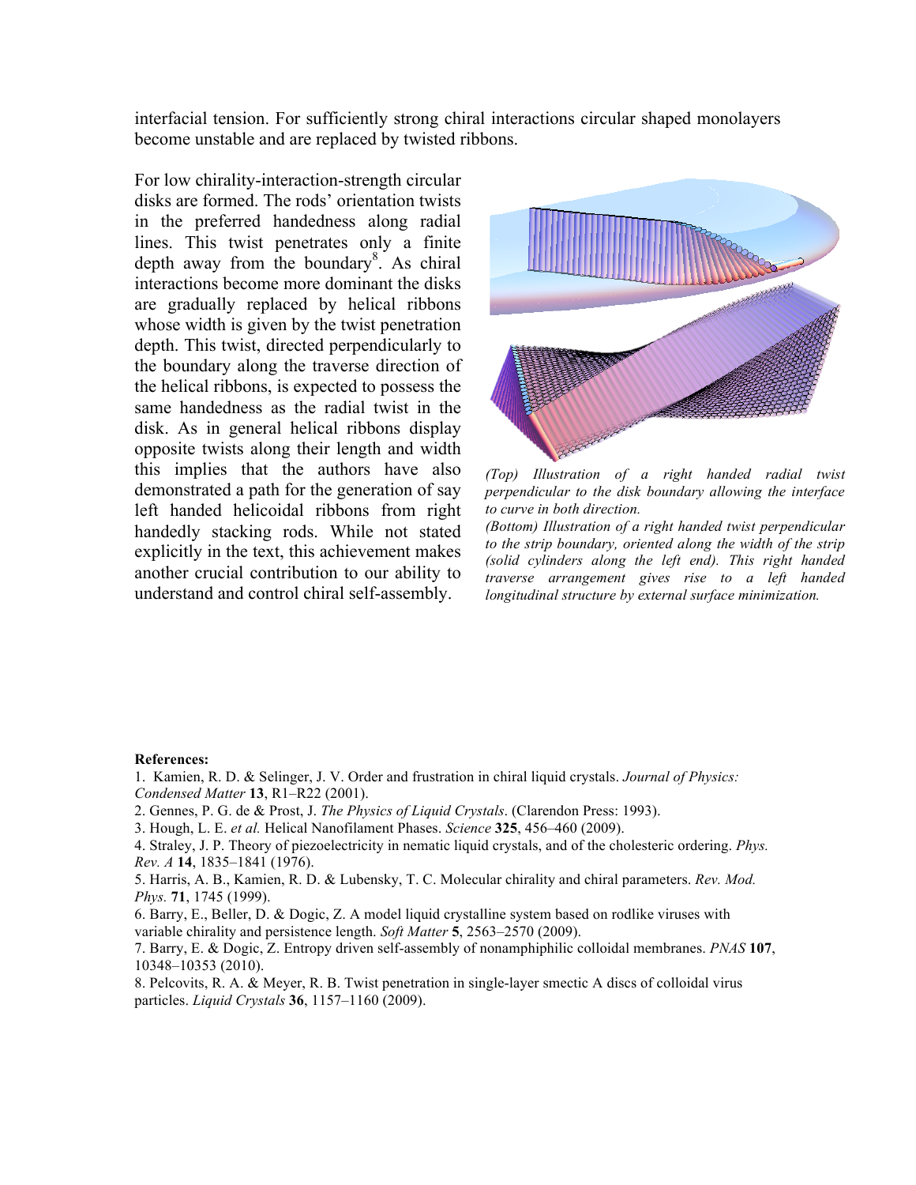interfacial tension. For sufficiently strong chiral interactions circular shaped monolayers become unstable and are replaced by twisted ribbons.

For low chirality-interaction-strength circular disks are formed. The rods' orientation twists in the preferred handedness along radial lines. This twist penetrates only a finite depth away from the boundary[8]. As chiral interactions become more dominant the disks are gradually replaced by helical ribbons whose width is given by the twist penetration depth. This twist, directed perpendicularly to the boundary along the traverse direction of the helical ribbons, is expected to possess the same handedness as the radial twist in the disk. As in general helical ribbons display opposite twists along their length and width this implies that the authors have also demonstrated a path for the generation of say left handed helicoidal ribbons from right handedly stacking rods. While not stated explicitly in the text, this achievement makes another crucial contribution to our ability to understand and control chiral self-assembly.

*(Top) Illustration of a right handed radial twist perpendicular to the disk boundary allowing the interface to curve in both direction.*
*(Bottom) Illustration of a right handed twist perpendicular to the strip boundary, oriented along the width of the strip (solid cylinders along the left end). This right handed traverse arrangement gives rise to a left handed longitudinal structure by external surface minimization.*

**References:**

1. Kamien, R. D. & Selinger, J. V. Order and frustration in chiral liquid crystals. *Journal of Physics: Condensed Matter* **13**, R1–R22 (2001).
2. Gennes, P. G. de & Prost, J. *The Physics of Liquid Crystals*. (Clarendon Press: 1993).
3. Hough, L. E. *et al.* Helical Nanofilament Phases. *Science* **325**, 456–460 (2009).
4. Straley, J. P. Theory of piezoelectricity in nematic liquid crystals, and of the cholesteric ordering. *Phys. Rev. A* **14**, 1835–1841 (1976).
5. Harris, A. B., Kamien, R. D. & Lubensky, T. C. Molecular chirality and chiral parameters. *Rev. Mod. Phys.* **71**, 1745 (1999).
6. Barry, E., Beller, D. & Dogic, Z. A model liquid crystalline system based on rodlike viruses with variable chirality and persistence length. *Soft Matter* **5**, 2563–2570 (2009).
7. Barry, E. & Dogic, Z. Entropy driven self-assembly of nonamphiphilic colloidal membranes. *PNAS* **107**, 10348–10353 (2010).
8. Pelcovits, R. A. & Meyer, R. B. Twist penetration in single-layer smectic A discs of colloidal virus particles. *Liquid Crystals* **36**, 1157–1160 (2009).